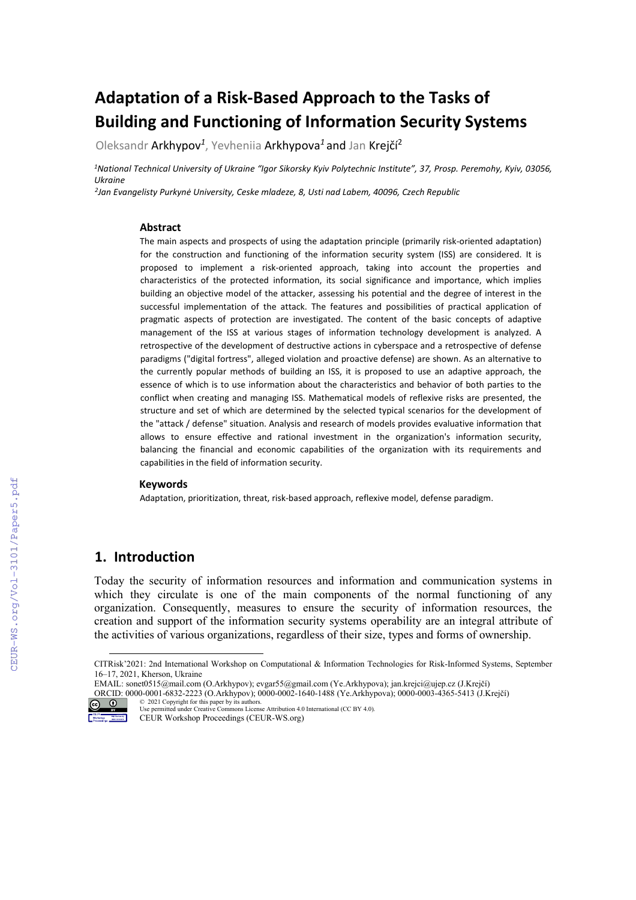# Adaptation of a Risk-Based Approach to the Tasks of Building and Functioning of Information Security Systems

Oleksandr Arkhypov[1], Yevheniia Arkhypova[1] and Jan Krejčí[2]

[1]National Technical University of Ukraine "Igor Sikorsky Kyiv Polytechnic Institute", 37, Prosp. Peremohy, Kyiv, 03056, Ukraine

[2]Jan Evangelisty Purkyně University, Ceske mladeze, 8, Usti nad Labem, 40096, Czech Republic

### Abstract

The main aspects and prospects of using the adaptation principle (primarily risk-oriented adaptation) for the construction and functioning of the information security system (ISS) are considered. It is proposed to implement a risk-oriented approach, taking into account the properties and characteristics of the protected information, its social significance and importance, which implies building an objective model of the attacker, assessing his potential and the degree of interest in the successful implementation of the attack. The features and possibilities of practical application of pragmatic aspects of protection are investigated. The content of the basic concepts of adaptive management of the ISS at various stages of information technology development is analyzed. A retrospective of the development of destructive actions in cyberspace and a retrospective of defense paradigms ("digital fortress", alleged violation and proactive defense) are shown. As an alternative to the currently popular methods of building an ISS, it is proposed to use an adaptive approach, the essence of which is to use information about the characteristics and behavior of both parties to the conflict when creating and managing ISS. Mathematical models of reflexive risks are presented, the structure and set of which are determined by the selected typical scenarios for the development of the "attack / defense" situation. Analysis and research of models provides evaluative information that allows to ensure effective and rational investment in the organization's information security, balancing the financial and economic capabilities of the organization with its requirements and capabilities in the field of information security.

### Keywords

Adaptation, prioritization, threat, risk-based approach, reflexive model, defense paradigm.

## 1. Introduction

Today the security of information resources and information and communication systems in which they circulate is one of the main components of the normal functioning of any organization. Consequently, measures to ensure the security of information resources, the creation and support of the information security systems operability are an integral attribute of the activities of various organizations, regardless of their size, types and forms of ownership.

CITRisk'2021: 2nd International Workshop on Computational & Information Technologies for Risk-Informed Systems, September 16–17, 2021, Kherson, Ukraine

EMAIL: sonet0515@mail.com (O.Arkhypov); evgar55@gmail.com (Ye.Arkhypova); jan.krejci@ujep.cz (J.Krejčí)

ORCID: 0000-0001-6832-2223 (O.Arkhypov); 0000-0002-1640-1488 (Ye.Arkhypova); 0000-0003-4365-5413 (J.Krejčí)

© 2021 Copyright for this paper by its authors.
Use permitted under Creative Commons License Attribution 4.0 International (CC BY 4.0).

CEUR Workshop Proceedings (CEUR-WS.org)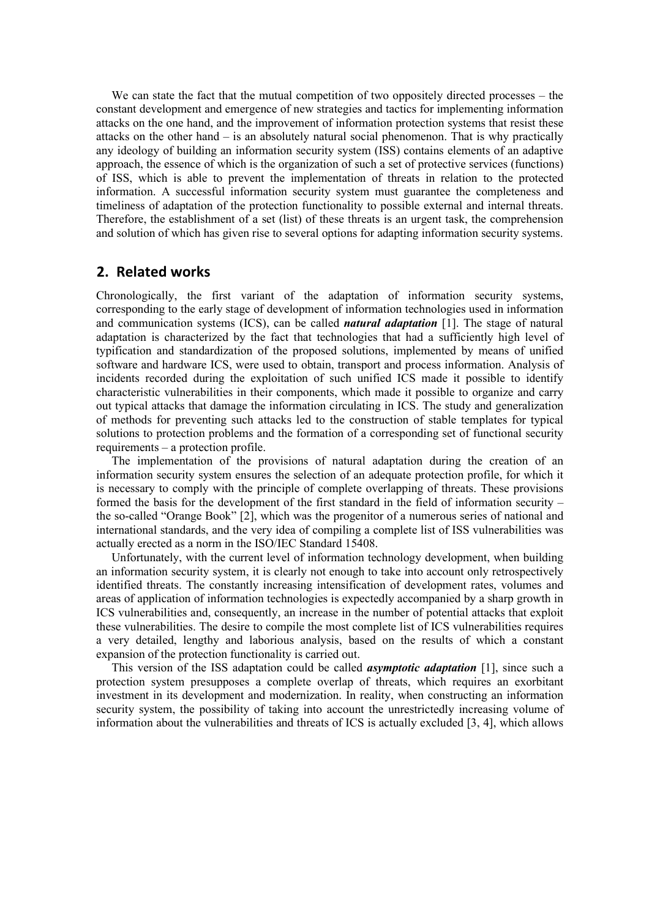We can state the fact that the mutual competition of two oppositely directed processes – the constant development and emergence of new strategies and tactics for implementing information attacks on the one hand, and the improvement of information protection systems that resist these attacks on the other hand – is an absolutely natural social phenomenon. That is why practically any ideology of building an information security system (ISS) contains elements of an adaptive approach, the essence of which is the organization of such a set of protective services (functions) of ISS, which is able to prevent the implementation of threats in relation to the protected information. A successful information security system must guarantee the completeness and timeliness of adaptation of the protection functionality to possible external and internal threats. Therefore, the establishment of a set (list) of these threats is an urgent task, the comprehension and solution of which has given rise to several options for adapting information security systems.

## 2. Related works

Chronologically, the first variant of the adaptation of information security systems, corresponding to the early stage of development of information technologies used in information and communication systems (ICS), can be called ***natural adaptation*** [1]. The stage of natural adaptation is characterized by the fact that technologies that had a sufficiently high level of typification and standardization of the proposed solutions, implemented by means of unified software and hardware ICS, were used to obtain, transport and process information. Analysis of incidents recorded during the exploitation of such unified ICS made it possible to identify characteristic vulnerabilities in their components, which made it possible to organize and carry out typical attacks that damage the information circulating in ICS. The study and generalization of methods for preventing such attacks led to the construction of stable templates for typical solutions to protection problems and the formation of a corresponding set of functional security requirements – a protection profile.

The implementation of the provisions of natural adaptation during the creation of an information security system ensures the selection of an adequate protection profile, for which it is necessary to comply with the principle of complete overlapping of threats. These provisions formed the basis for the development of the first standard in the field of information security – the so-called "Orange Book" [2], which was the progenitor of a numerous series of national and international standards, and the very idea of compiling a complete list of ISS vulnerabilities was actually erected as a norm in the ISO/IEC Standard 15408.

Unfortunately, with the current level of information technology development, when building an information security system, it is clearly not enough to take into account only retrospectively identified threats. The constantly increasing intensification of development rates, volumes and areas of application of information technologies is expectedly accompanied by a sharp growth in ICS vulnerabilities and, consequently, an increase in the number of potential attacks that exploit these vulnerabilities. The desire to compile the most complete list of ICS vulnerabilities requires a very detailed, lengthy and laborious analysis, based on the results of which a constant expansion of the protection functionality is carried out.

This version of the ISS adaptation could be called ***asymptotic adaptation*** [1], since such a protection system presupposes a complete overlap of threats, which requires an exorbitant investment in its development and modernization. In reality, when constructing an information security system, the possibility of taking into account the unrestrictedly increasing volume of information about the vulnerabilities and threats of ICS is actually excluded [3, 4], which allows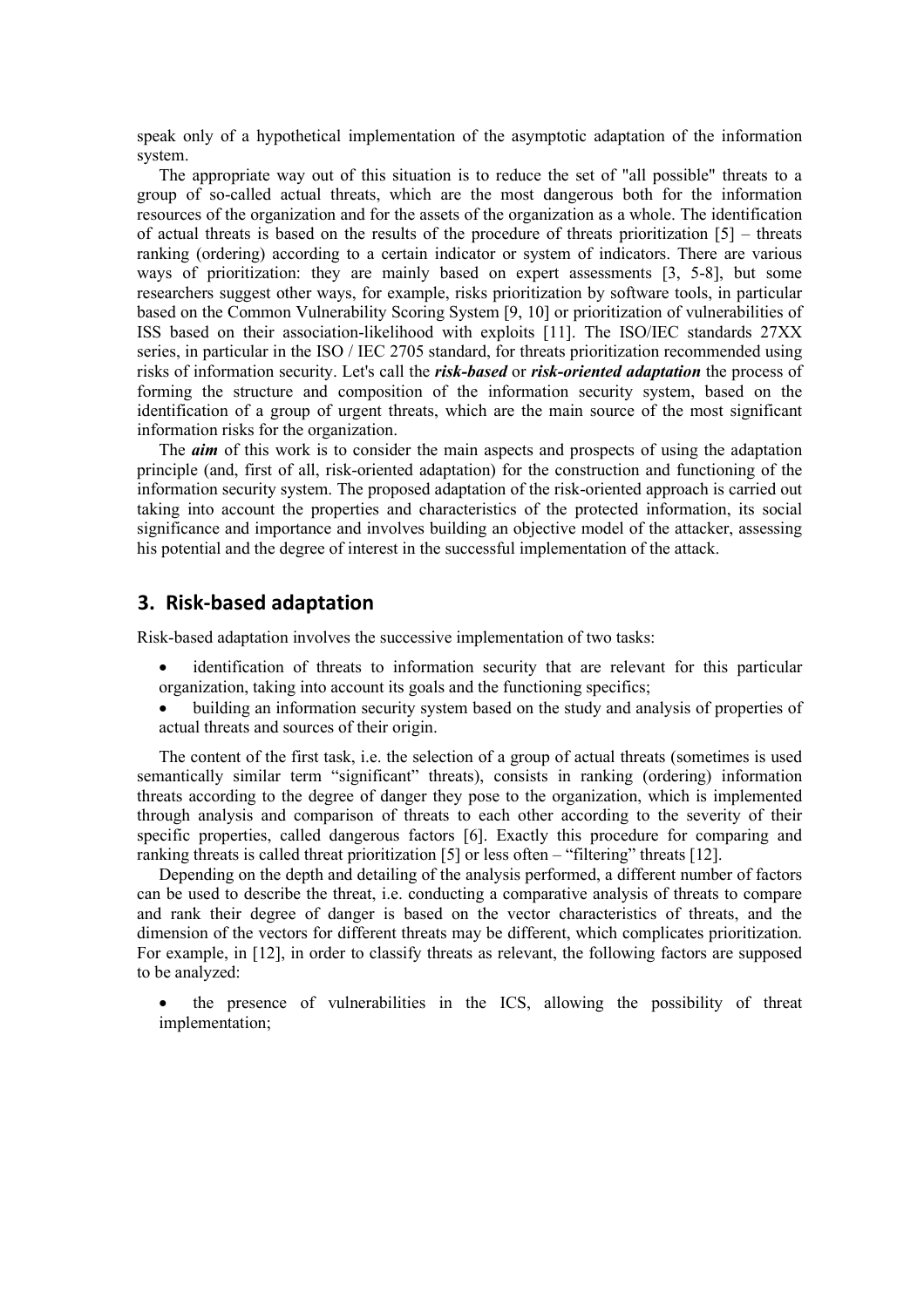speak only of a hypothetical implementation of the asymptotic adaptation of the information system.

The appropriate way out of this situation is to reduce the set of "all possible" threats to a group of so-called actual threats, which are the most dangerous both for the information resources of the organization and for the assets of the organization as a whole. The identification of actual threats is based on the results of the procedure of threats prioritization [5] – threats ranking (ordering) according to a certain indicator or system of indicators. There are various ways of prioritization: they are mainly based on expert assessments [3, 5-8], but some researchers suggest other ways, for example, risks prioritization by software tools, in particular based on the Common Vulnerability Scoring System [9, 10] or prioritization of vulnerabilities of ISS based on their association-likelihood with exploits [11]. The ISO/IEC standards 27XX series, in particular in the ISO / IEC 2705 standard, for threats prioritization recommended using risks of information security. Let's call the ***risk-based*** or ***risk-oriented adaptation*** the process of forming the structure and composition of the information security system, based on the identification of a group of urgent threats, which are the main source of the most significant information risks for the organization.

The ***aim*** of this work is to consider the main aspects and prospects of using the adaptation principle (and, first of all, risk-oriented adaptation) for the construction and functioning of the information security system. The proposed adaptation of the risk-oriented approach is carried out taking into account the properties and characteristics of the protected information, its social significance and importance and involves building an objective model of the attacker, assessing his potential and the degree of interest in the successful implementation of the attack.

## 3. Risk-based adaptation

Risk-based adaptation involves the successive implementation of two tasks:

- identification of threats to information security that are relevant for this particular organization, taking into account its goals and the functioning specifics;
- building an information security system based on the study and analysis of properties of actual threats and sources of their origin.

The content of the first task, i.e. the selection of a group of actual threats (sometimes is used semantically similar term "significant" threats), consists in ranking (ordering) information threats according to the degree of danger they pose to the organization, which is implemented through analysis and comparison of threats to each other according to the severity of their specific properties, called dangerous factors [6]. Exactly this procedure for comparing and ranking threats is called threat prioritization [5] or less often – "filtering" threats [12].

Depending on the depth and detailing of the analysis performed, a different number of factors can be used to describe the threat, i.e. conducting a comparative analysis of threats to compare and rank their degree of danger is based on the vector characteristics of threats, and the dimension of the vectors for different threats may be different, which complicates prioritization. For example, in [12], in order to classify threats as relevant, the following factors are supposed to be analyzed:

- the presence of vulnerabilities in the ICS, allowing the possibility of threat implementation;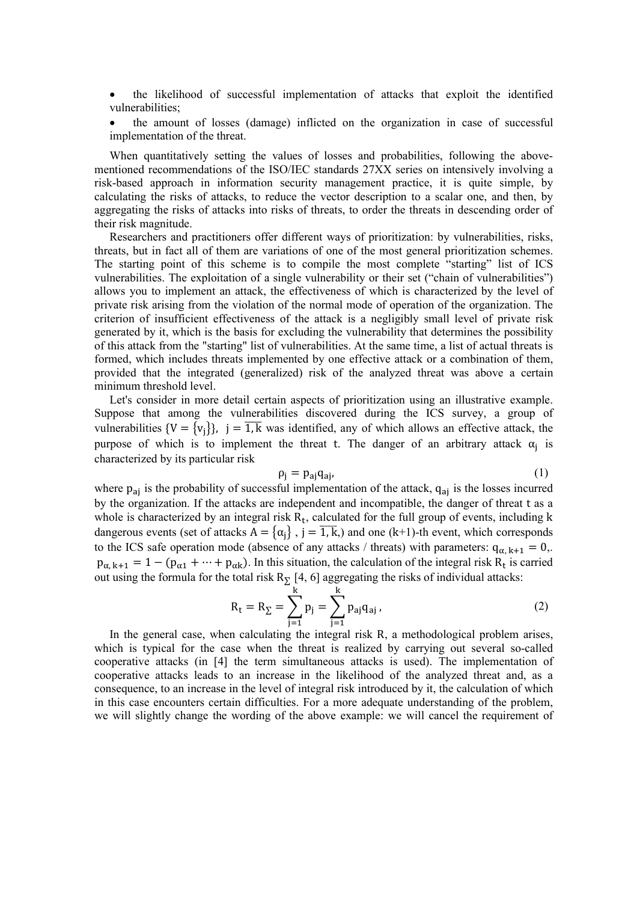- the likelihood of successful implementation of attacks that exploit the identified vulnerabilities;
- the amount of losses (damage) inflicted on the organization in case of successful implementation of the threat.

When quantitatively setting the values of losses and probabilities, following the above-mentioned recommendations of the ISO/IEC standards 27XX series on intensively involving a risk-based approach in information security management practice, it is quite simple, by calculating the risks of attacks, to reduce the vector description to a scalar one, and then, by aggregating the risks of attacks into risks of threats, to order the threats in descending order of their risk magnitude.

Researchers and practitioners offer different ways of prioritization: by vulnerabilities, risks, threats, but in fact all of them are variations of one of the most general prioritization schemes. The starting point of this scheme is to compile the most complete "starting" list of ICS vulnerabilities. The exploitation of a single vulnerability or their set ("chain of vulnerabilities") allows you to implement an attack, the effectiveness of which is characterized by the level of private risk arising from the violation of the normal mode of operation of the organization. The criterion of insufficient effectiveness of the attack is a negligibly small level of private risk generated by it, which is the basis for excluding the vulnerability that determines the possibility of this attack from the "starting" list of vulnerabilities. At the same time, a list of actual threats is formed, which includes threats implemented by one effective attack or a combination of them, provided that the integrated (generalized) risk of the analyzed threat was above a certain minimum threshold level.

Let's consider in more detail certain aspects of prioritization using an illustrative example. Suppose that among the vulnerabilities discovered during the ICS survey, a group of vulnerabilities $\{V = \{v_j\}\}, \ j = \overline{1, k}$ was identified, any of which allows an effective attack, the purpose of which is to implement the threat $t$. The danger of an arbitrary attack $\alpha_j$ is characterized by its particular risk

$$\rho_j = p_{aj} q_{aj}, \tag{1}$$

where $p_{aj}$ is the probability of successful implementation of the attack, $q_{aj}$ is the losses incurred by the organization. If the attacks are independent and incompatible, the danger of threat $t$ as a whole is characterized by an integral risk $R_t$, calculated for the full group of events, including $k$ dangerous events (set of attacks $A = \{\alpha_j\}$ , $j = \overline{1, k}$,) and one (k+1)-th event, which corresponds to the ICS safe operation mode (absence of any attacks / threats) with parameters: $q_{\alpha,\, k+1} = 0$,. $p_{\alpha,\, k+1} = 1 - (p_{\alpha 1} + \cdots + p_{\alpha k})$. In this situation, the calculation of the integral risk $R_t$ is carried out using the formula for the total risk $R_{\Sigma}$ [4, 6] aggregating the risks of individual attacks:

$$R_t = R_{\Sigma} = \sum_{j=1}^{k} \rho_j = \sum_{j=1}^{k} p_{aj} q_{aj}\,, \tag{2}$$

In the general case, when calculating the integral risk R, a methodological problem arises, which is typical for the case when the threat is realized by carrying out several so-called cooperative attacks (in [4] the term simultaneous attacks is used). The implementation of cooperative attacks leads to an increase in the likelihood of the analyzed threat and, as a consequence, to an increase in the level of integral risk introduced by it, the calculation of which in this case encounters certain difficulties. For a more adequate understanding of the problem, we will slightly change the wording of the above example: we will cancel the requirement of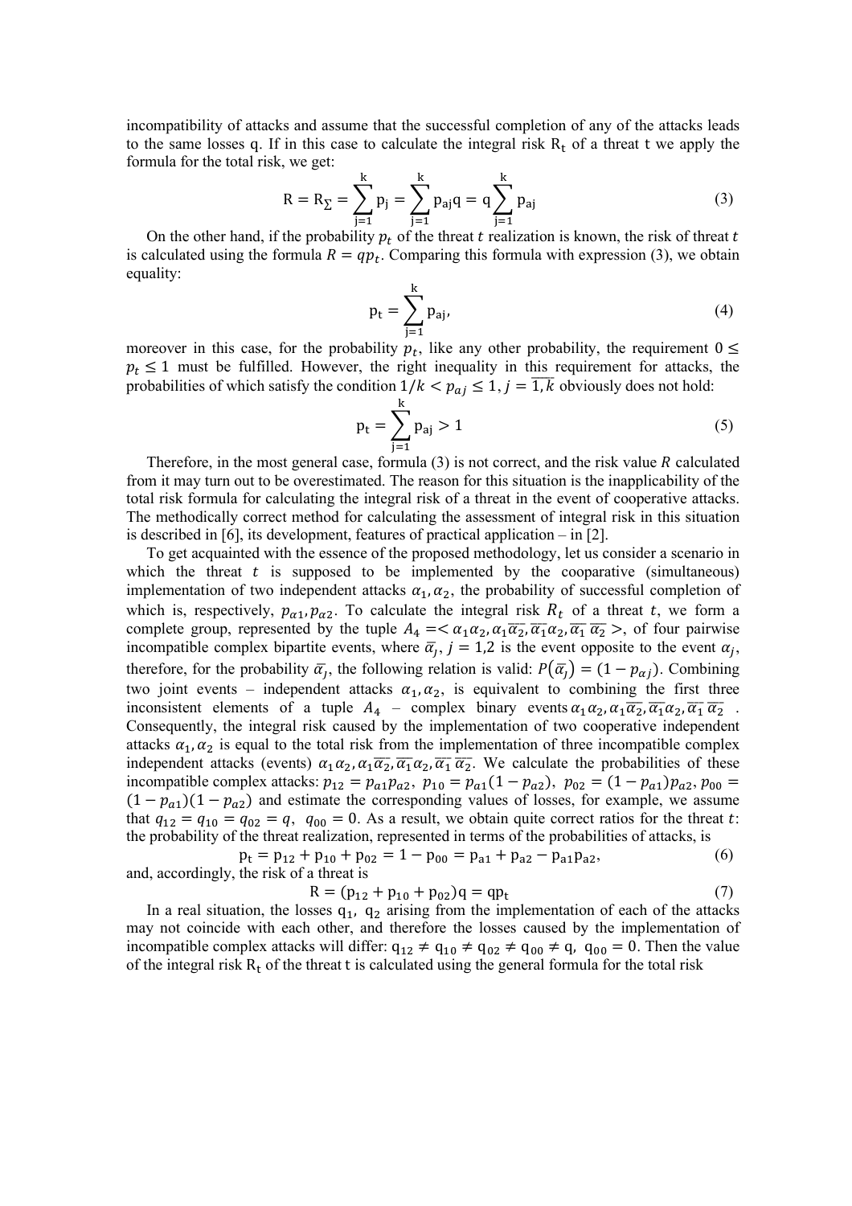incompatibility of attacks and assume that the successful completion of any of the attacks leads to the same losses q. If in this case to calculate the integral risk $R_t$ of a threat t we apply the formula for the total risk, we get:

$$R = R_{\Sigma} = \sum_{j=1}^{k} p_j = \sum_{j=1}^{k} p_{aj} q = q \sum_{j=1}^{k} p_{aj} \tag{3}$$

On the other hand, if the probability $p_t$ of the threat $t$ realization is known, the risk of threat $t$ is calculated using the formula $R = qp_t$. Comparing this formula with expression (3), we obtain equality:

$$p_t = \sum_{j=1}^{k} p_{aj}, \tag{4}$$

moreover in this case, for the probability $p_t$, like any other probability, the requirement $0 \leq p_t \leq 1$ must be fulfilled. However, the right inequality in this requirement for attacks, the probabilities of which satisfy the condition $1/k < p_{aj} \leq 1, j = \overline{1,k}$ obviously does not hold:

$$p_t = \sum_{j=1}^{k} p_{aj} > 1 \tag{5}$$

Therefore, in the most general case, formula (3) is not correct, and the risk value $R$ calculated from it may turn out to be overestimated. The reason for this situation is the inapplicability of the total risk formula for calculating the integral risk of a threat in the event of cooperative attacks. The methodically correct method for calculating the assessment of integral risk in this situation is described in [6], its development, features of practical application – in [2].

To get acquainted with the essence of the proposed methodology, let us consider a scenario in which the threat $t$ is supposed to be implemented by the cooparative (simultaneous) implementation of two independent attacks $\alpha_1, \alpha_2$, the probability of successful completion of which is, respectively, $p_{\alpha 1}, p_{\alpha 2}$. To calculate the integral risk $R_t$ of a threat $t$, we form a complete group, represented by the tuple $A_4 = < \alpha_1\alpha_2, \alpha_1\overline{\alpha_2}, \overline{\alpha_1}\alpha_2, \overline{\alpha_1}\,\overline{\alpha_2} >$, of four pairwise incompatible complex bipartite events, where $\overline{\alpha}_j$, $j = 1,2$ is the event opposite to the event $\alpha_j$, therefore, for the probability $\overline{\alpha}_j$, the following relation is valid: $P(\overline{\alpha}_j) = (1 - p_{\alpha j})$. Combining two joint events – independent attacks $\alpha_1, \alpha_2$, is equivalent to combining the first three inconsistent elements of a tuple $A_4$ – complex binary events $\alpha_1\alpha_2, \alpha_1\overline{\alpha_2}, \overline{\alpha_1}\alpha_2, \overline{\alpha_1}\,\overline{\alpha_2}$ . Consequently, the integral risk caused by the implementation of two cooperative independent attacks $\alpha_1, \alpha_2$ is equal to the total risk from the implementation of three incompatible complex independent attacks (events) $\alpha_1\alpha_2, \alpha_1\overline{\alpha_2}, \overline{\alpha_1}\alpha_2, \overline{\alpha_1}\,\overline{\alpha_2}$. We calculate the probabilities of these incompatible complex attacks: $p_{12} = p_{a1}p_{a2}$, $p_{10} = p_{a1}(1 - p_{a2})$, $p_{02} = (1 - p_{a1})p_{a2}$, $p_{00} = (1 - p_{a1})(1 - p_{a2})$ and estimate the corresponding values of losses, for example, we assume that $q_{12} = q_{10} = q_{02} = q$, $q_{00} = 0$. As a result, we obtain quite correct ratios for the threat $t$: the probability of the threat realization, represented in terms of the probabilities of attacks, is

$$p_t = p_{12} + p_{10} + p_{02} = 1 - p_{00} = p_{a1} + p_{a2} - p_{a1}p_{a2}, \tag{6}$$

and, accordingly, the risk of a threat is

$$R = (p_{12} + p_{10} + p_{02})q = qp_t \tag{7}$$

In a real situation, the losses $q_1$, $q_2$ arising from the implementation of each of the attacks may not coincide with each other, and therefore the losses caused by the implementation of incompatible complex attacks will differ: $q_{12} \neq q_{10} \neq q_{02} \neq q_{00} \neq q$, $q_{00} = 0$. Then the value of the integral risk $R_t$ of the threat t is calculated using the general formula for the total risk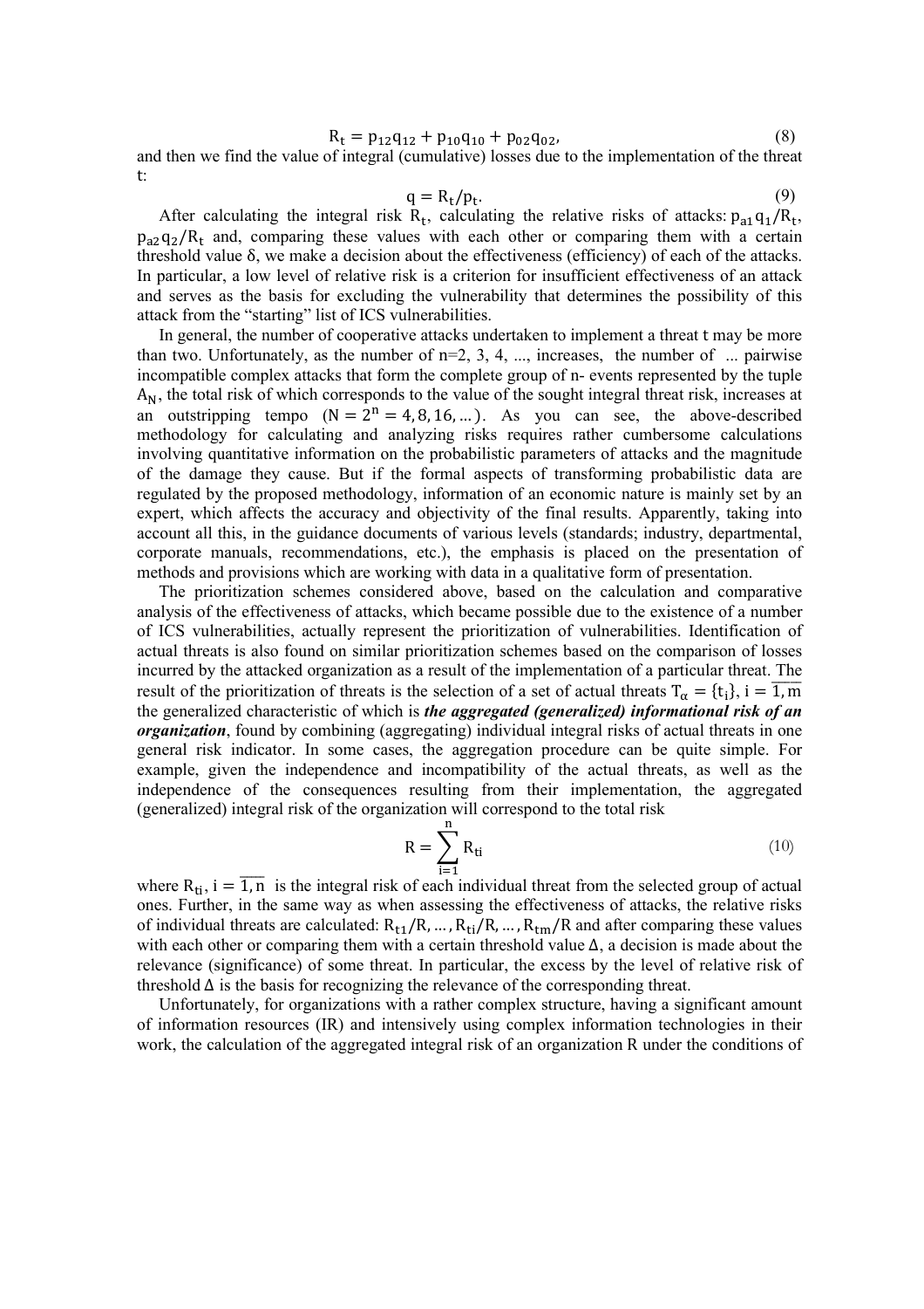$$R_t = p_{12}q_{12} + p_{10}q_{10} + p_{02}q_{02}, \tag{8}$$

and then we find the value of integral (cumulative) losses due to the implementation of the threat t:

$$q = R_t/p_t. \tag{9}$$

After calculating the integral risk $R_t$, calculating the relative risks of attacks: $p_{a1}q_1/R_t$, $p_{a2}q_2/R_t$ and, comparing these values with each other or comparing them with a certain threshold value δ, we make a decision about the effectiveness (efficiency) of each of the attacks. In particular, a low level of relative risk is a criterion for insufficient effectiveness of an attack and serves as the basis for excluding the vulnerability that determines the possibility of this attack from the "starting" list of ICS vulnerabilities.

In general, the number of cooperative attacks undertaken to implement a threat t may be more than two. Unfortunately, as the number of n=2, 3, 4, ..., increases, the number of ... pairwise incompatible complex attacks that form the complete group of n- events represented by the tuple $A_N$, the total risk of which corresponds to the value of the sought integral threat risk, increases at an outstripping tempo ($N = 2^n = 4, 8, 16, \dots$). As you can see, the above-described methodology for calculating and analyzing risks requires rather cumbersome calculations involving quantitative information on the probabilistic parameters of attacks and the magnitude of the damage they cause. But if the formal aspects of transforming probabilistic data are regulated by the proposed methodology, information of an economic nature is mainly set by an expert, which affects the accuracy and objectivity of the final results. Apparently, taking into account all this, in the guidance documents of various levels (standards; industry, departmental, corporate manuals, recommendations, etc.), the emphasis is placed on the presentation of methods and provisions which are working with data in a qualitative form of presentation.

The prioritization schemes considered above, based on the calculation and comparative analysis of the effectiveness of attacks, which became possible due to the existence of a number of ICS vulnerabilities, actually represent the prioritization of vulnerabilities. Identification of actual threats is also found on similar prioritization schemes based on the comparison of losses incurred by the attacked organization as a result of the implementation of a particular threat. The result of the prioritization of threats is the selection of a set of actual threats $T_\alpha = \{t_i\}, i = \overline{1, m}$ the generalized characteristic of which is ***the aggregated (generalized) informational risk of an organization***, found by combining (aggregating) individual integral risks of actual threats in one general risk indicator. In some cases, the aggregation procedure can be quite simple. For example, given the independence and incompatibility of the actual threats, as well as the independence of the consequences resulting from their implementation, the aggregated (generalized) integral risk of the organization will correspond to the total risk

$$R = \sum_{i=1}^{n} R_{ti} \tag{10}$$

where $R_{ti}, i = \overline{1, n}$ is the integral risk of each individual threat from the selected group of actual ones. Further, in the same way as when assessing the effectiveness of attacks, the relative risks of individual threats are calculated: $R_{t1}/R, \dots, R_{ti}/R, \dots, R_{tm}/R$ and after comparing these values with each other or comparing them with a certain threshold value Δ, a decision is made about the relevance (significance) of some threat. In particular, the excess by the level of relative risk of threshold Δ is the basis for recognizing the relevance of the corresponding threat.

Unfortunately, for organizations with a rather complex structure, having a significant amount of information resources (IR) and intensively using complex information technologies in their work, the calculation of the aggregated integral risk of an organization R under the conditions of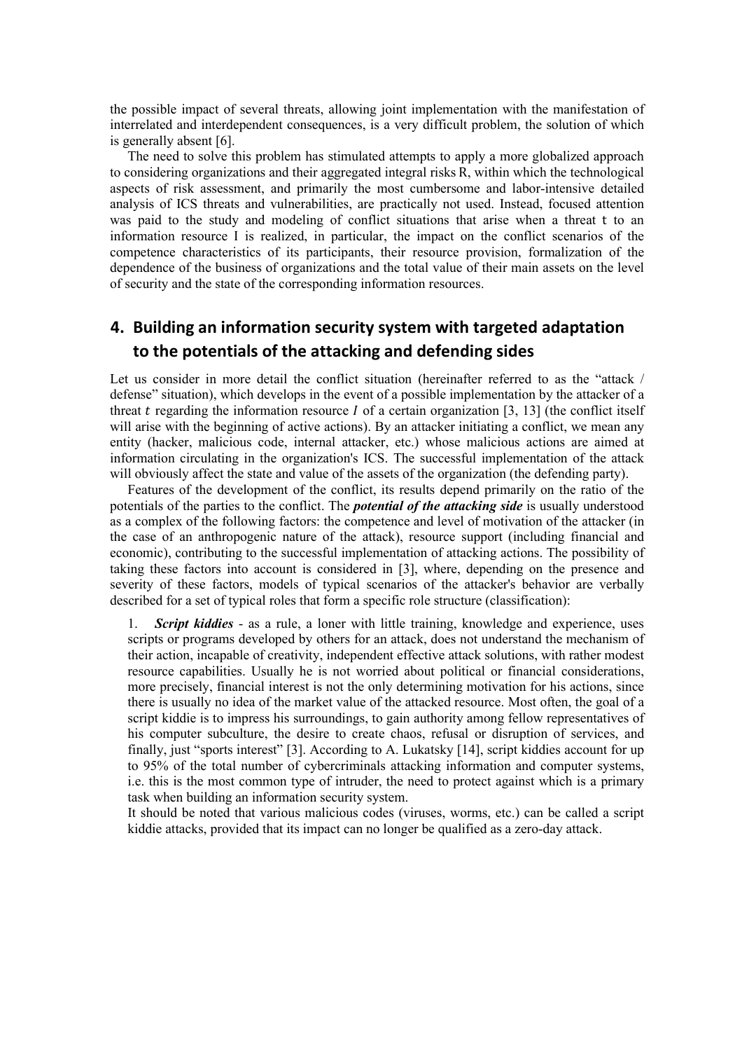the possible impact of several threats, allowing joint implementation with the manifestation of interrelated and interdependent consequences, is a very difficult problem, the solution of which is generally absent [6].

The need to solve this problem has stimulated attempts to apply a more globalized approach to considering organizations and their aggregated integral risks R, within which the technological aspects of risk assessment, and primarily the most cumbersome and labor-intensive detailed analysis of ICS threats and vulnerabilities, are practically not used. Instead, focused attention was paid to the study and modeling of conflict situations that arise when a threat t to an information resource I is realized, in particular, the impact on the conflict scenarios of the competence characteristics of its participants, their resource provision, formalization of the dependence of the business of organizations and the total value of their main assets on the level of security and the state of the corresponding information resources.

## 4. Building an information security system with targeted adaptation to the potentials of the attacking and defending sides

Let us consider in more detail the conflict situation (hereinafter referred to as the "attack / defense" situation), which develops in the event of a possible implementation by the attacker of a threat $t$ regarding the information resource $I$ of a certain organization [3, 13] (the conflict itself will arise with the beginning of active actions). By an attacker initiating a conflict, we mean any entity (hacker, malicious code, internal attacker, etc.) whose malicious actions are aimed at information circulating in the organization's ICS. The successful implementation of the attack will obviously affect the state and value of the assets of the organization (the defending party).

Features of the development of the conflict, its results depend primarily on the ratio of the potentials of the parties to the conflict. The ***potential of the attacking side*** is usually understood as a complex of the following factors: the competence and level of motivation of the attacker (in the case of an anthropogenic nature of the attack), resource support (including financial and economic), contributing to the successful implementation of attacking actions. The possibility of taking these factors into account is considered in [3], where, depending on the presence and severity of these factors, models of typical scenarios of the attacker's behavior are verbally described for a set of typical roles that form a specific role structure (classification):

1. ***Script kiddies*** - as a rule, a loner with little training, knowledge and experience, uses scripts or programs developed by others for an attack, does not understand the mechanism of their action, incapable of creativity, independent effective attack solutions, with rather modest resource capabilities. Usually he is not worried about political or financial considerations, more precisely, financial interest is not the only determining motivation for his actions, since there is usually no idea of the market value of the attacked resource. Most often, the goal of a script kiddie is to impress his surroundings, to gain authority among fellow representatives of his computer subculture, the desire to create chaos, refusal or disruption of services, and finally, just "sports interest" [3]. According to A. Lukatsky [14], script kiddies account for up to 95% of the total number of cybercriminals attacking information and computer systems, i.e. this is the most common type of intruder, the need to protect against which is a primary task when building an information security system.

   It should be noted that various malicious codes (viruses, worms, etc.) can be called a script kiddie attacks, provided that its impact can no longer be qualified as a zero-day attack.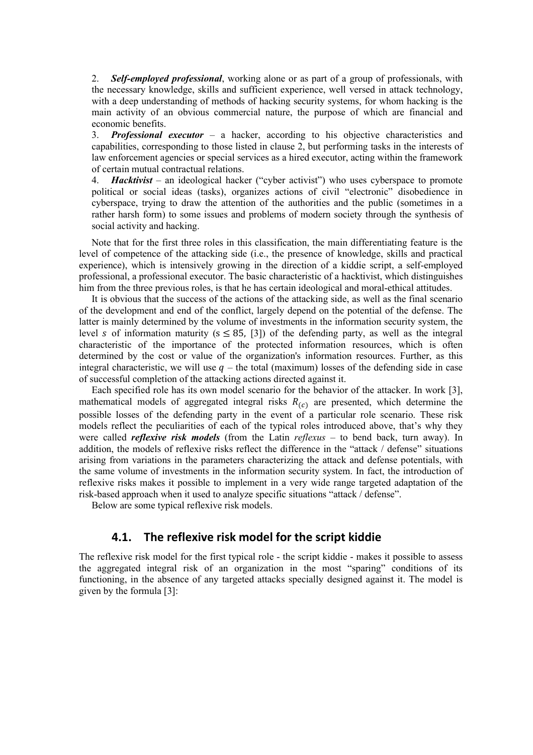2. ***Self-employed professional***, working alone or as part of a group of professionals, with the necessary knowledge, skills and sufficient experience, well versed in attack technology, with a deep understanding of methods of hacking security systems, for whom hacking is the main activity of an obvious commercial nature, the purpose of which are financial and economic benefits.
3. ***Professional executor*** – a hacker, according to his objective characteristics and capabilities, corresponding to those listed in clause 2, but performing tasks in the interests of law enforcement agencies or special services as a hired executor, acting within the framework of certain mutual contractual relations.
4. ***Hacktivist*** – an ideological hacker ("cyber activist") who uses cyberspace to promote political or social ideas (tasks), organizes actions of civil "electronic" disobedience in cyberspace, trying to draw the attention of the authorities and the public (sometimes in a rather harsh form) to some issues and problems of modern society through the synthesis of social activity and hacking.

Note that for the first three roles in this classification, the main differentiating feature is the level of competence of the attacking side (i.e., the presence of knowledge, skills and practical experience), which is intensively growing in the direction of a kiddie script, a self-employed professional, a professional executor. The basic characteristic of a hacktivist, which distinguishes him from the three previous roles, is that he has certain ideological and moral-ethical attitudes.

It is obvious that the success of the actions of the attacking side, as well as the final scenario of the development and end of the conflict, largely depend on the potential of the defense. The latter is mainly determined by the volume of investments in the information security system, the level $s$ of information maturity ($s \leq 85$, [3]) of the defending party, as well as the integral characteristic of the importance of the protected information resources, which is often determined by the cost or value of the organization's information resources. Further, as this integral characteristic, we will use $q$ – the total (maximum) losses of the defending side in case of successful completion of the attacking actions directed against it.

Each specified role has its own model scenario for the behavior of the attacker. In work [3], mathematical models of aggregated integral risks $R_{(c)}$ are presented, which determine the possible losses of the defending party in the event of a particular role scenario. These risk models reflect the peculiarities of each of the typical roles introduced above, that's why they were called ***reflexive risk models*** (from the Latin *reflexus* – to bend back, turn away). In addition, the models of reflexive risks reflect the difference in the "attack / defense" situations arising from variations in the parameters characterizing the attack and defense potentials, with the same volume of investments in the information security system. In fact, the introduction of reflexive risks makes it possible to implement in a very wide range targeted adaptation of the risk-based approach when it used to analyze specific situations "attack / defense".

Below are some typical reflexive risk models.

## 4.1. The reflexive risk model for the script kiddie

The reflexive risk model for the first typical role - the script kiddie - makes it possible to assess the aggregated integral risk of an organization in the most "sparing" conditions of its functioning, in the absence of any targeted attacks specially designed against it. The model is given by the formula [3]: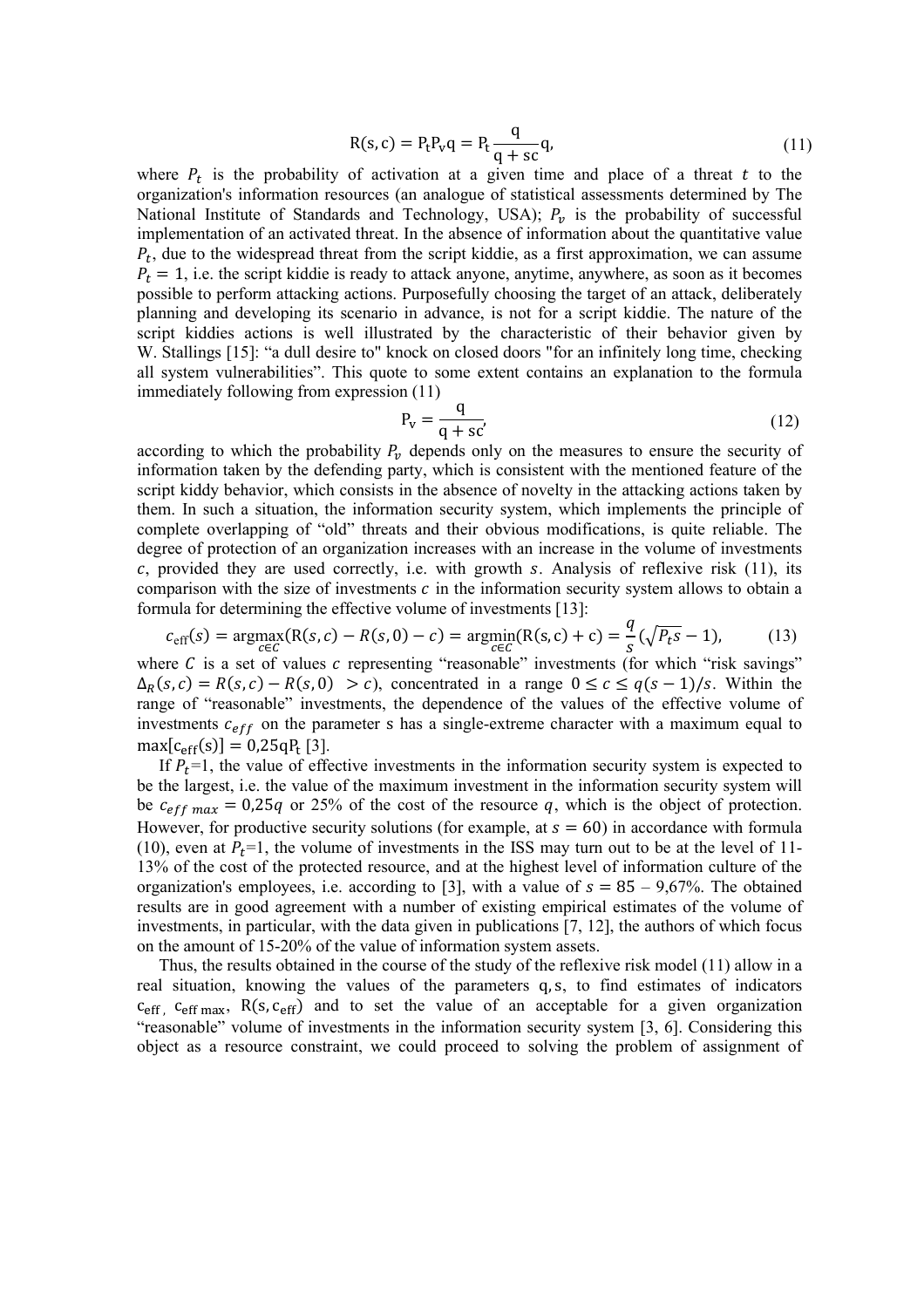$$R(s,c) = P_t P_v q = P_t \frac{q}{q + sc} q, \qquad (11)$$

where $P_t$ is the probability of activation at a given time and place of a threat $t$ to the organization's information resources (an analogue of statistical assessments determined by The National Institute of Standards and Technology, USA); $P_v$ is the probability of successful implementation of an activated threat. In the absence of information about the quantitative value $P_t$, due to the widespread threat from the script kiddie, as a first approximation, we can assume $P_t = 1$, i.e. the script kiddie is ready to attack anyone, anytime, anywhere, as soon as it becomes possible to perform attacking actions. Purposefully choosing the target of an attack, deliberately planning and developing its scenario in advance, is not for a script kiddie. The nature of the script kiddies actions is well illustrated by the characteristic of their behavior given by W. Stallings [15]: "a dull desire to" knock on closed doors "for an infinitely long time, checking all system vulnerabilities". This quote to some extent contains an explanation to the formula immediately following from expression (11)

$$P_v = \frac{q}{q + sc}, \qquad (12)$$

according to which the probability $P_v$ depends only on the measures to ensure the security of information taken by the defending party, which is consistent with the mentioned feature of the script kiddy behavior, which consists in the absence of novelty in the attacking actions taken by them. In such a situation, the information security system, which implements the principle of complete overlapping of "old" threats and their obvious modifications, is quite reliable. The degree of protection of an organization increases with an increase in the volume of investments $c$, provided they are used correctly, i.e. with growth $s$. Analysis of reflexive risk (11), its comparison with the size of investments $c$ in the information security system allows to obtain a formula for determining the effective volume of investments [13]:

$$c_{\text{eff}}(s) = \underset{c \in C}{\operatorname{argmax}}(R(s,c) - R(s,0) - c) = \underset{c \in C}{\operatorname{argmin}}(R(s,c) + c) = \frac{q}{s}(\sqrt{P_t s} - 1), \qquad (13)$$

where $C$ is a set of values $c$ representing "reasonable" investments (for which "risk savings" $\Delta_R(s,c) = R(s,c) - R(s,0) > c$), concentrated in a range $0 \le c \le q(s-1)/s$. Within the range of "reasonable" investments, the dependence of the values of the effective volume of investments $c_{eff}$ on the parameter s has a single-extreme character with a maximum equal to $\max[c_{\text{eff}}(s)] = 0{,}25qP_t$ [3].

If $P_t$=1, the value of effective investments in the information security system is expected to be the largest, i.e. the value of the maximum investment in the information security system will be $c_{eff\ max} = 0{,}25q$ or 25% of the cost of the resource $q$, which is the object of protection. However, for productive security solutions (for example, at $s = 60$) in accordance with formula (10), even at $P_t$=1, the volume of investments in the ISS may turn out to be at the level of 11-13% of the cost of the protected resource, and at the highest level of information culture of the organization's employees, i.e. according to [3], with a value of $s = 85$ – 9,67%. The obtained results are in good agreement with a number of existing empirical estimates of the volume of investments, in particular, with the data given in publications [7, 12], the authors of which focus on the amount of 15-20% of the value of information system assets.

Thus, the results obtained in the course of the study of the reflexive risk model (11) allow in a real situation, knowing the values of the parameters $q, s$, to find estimates of indicators $c_{\text{eff}}$, $c_{\text{eff max}}$, $R(s, c_{\text{eff}})$ and to set the value of an acceptable for a given organization "reasonable" volume of investments in the information security system [3, 6]. Considering this object as a resource constraint, we could proceed to solving the problem of assignment of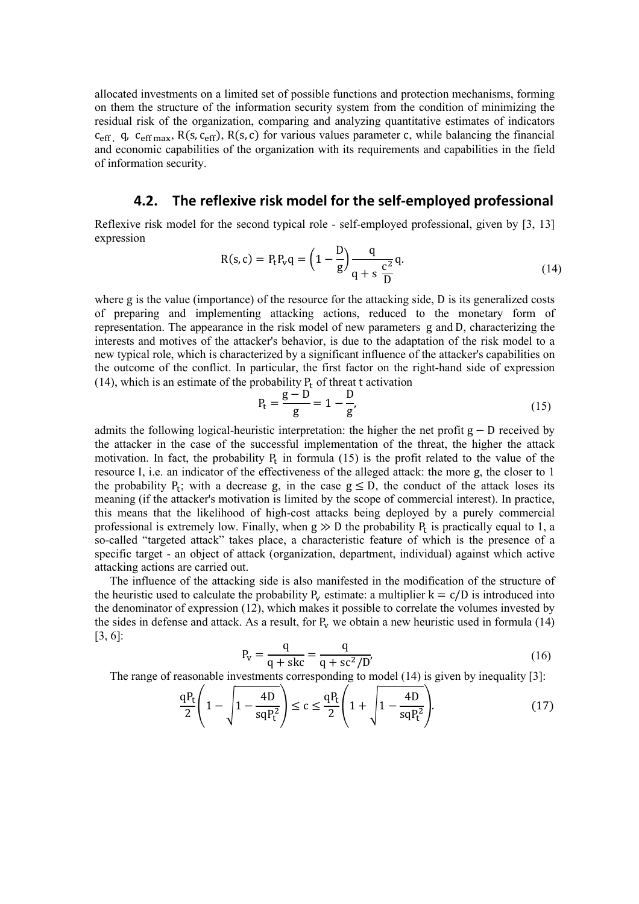allocated investments on a limited set of possible functions and protection mechanisms, forming on them the structure of the information security system from the condition of minimizing the residual risk of the organization, comparing and analyzing quantitative estimates of indicators $c_{eff}$, $q$, $c_{eff\,max}$, $R(s, c_{eff})$, $R(s, c)$ for various values parameter $c$, while balancing the financial and economic capabilities of the organization with its requirements and capabilities in the field of information security.

## 4.2. The reflexive risk model for the self-employed professional

Reflexive risk model for the second typical role - self-employed professional, given by [3, 13] expression

$$R(s, c) = P_t P_v q = \left(1 - \frac{D}{g}\right) \frac{q}{q + s\,\frac{c^2}{D}} q. \tag{14}$$

where g is the value (importance) of the resource for the attacking side, D is its generalized costs of preparing and implementing attacking actions, reduced to the monetary form of representation. The appearance in the risk model of new parameters g and D, characterizing the interests and motives of the attacker's behavior, is due to the adaptation of the risk model to a new typical role, which is characterized by a significant influence of the attacker's capabilities on the outcome of the conflict. In particular, the first factor on the right-hand side of expression (14), which is an estimate of the probability $P_t$ of threat t activation

$$P_t = \frac{g - D}{g} = 1 - \frac{D}{g}, \tag{15}$$

admits the following logical-heuristic interpretation: the higher the net profit $g - D$ received by the attacker in the case of the successful implementation of the threat, the higher the attack motivation. In fact, the probability $P_t$ in formula (15) is the profit related to the value of the resource I, i.e. an indicator of the effectiveness of the alleged attack: the more g, the closer to 1 the probability $P_t$; with a decrease g, in the case $g \leq D$, the conduct of the attack loses its meaning (if the attacker's motivation is limited by the scope of commercial interest). In practice, this means that the likelihood of high-cost attacks being deployed by a purely commercial professional is extremely low. Finally, when $g \gg D$ the probability $P_t$ is practically equal to 1, a so-called "targeted attack" takes place, a characteristic feature of which is the presence of a specific target - an object of attack (organization, department, individual) against which active attacking actions are carried out.

The influence of the attacking side is also manifested in the modification of the structure of the heuristic used to calculate the probability $P_v$ estimate: a multiplier $k = c/D$ is introduced into the denominator of expression (12), which makes it possible to correlate the volumes invested by the sides in defense and attack. As a result, for $P_v$ we obtain a new heuristic used in formula (14) [3, 6]:

$$P_v = \frac{q}{q + skc} = \frac{q}{q + sc^2/D}, \tag{16}$$

The range of reasonable investments corresponding to model (14) is given by inequality [3]:

$$\frac{qP_t}{2}\left(1 - \sqrt{1 - \frac{4D}{sqP_t^2}}\right) \leq c \leq \frac{qP_t}{2}\left(1 + \sqrt{1 - \frac{4D}{sqP_t^2}}\right). \tag{17}$$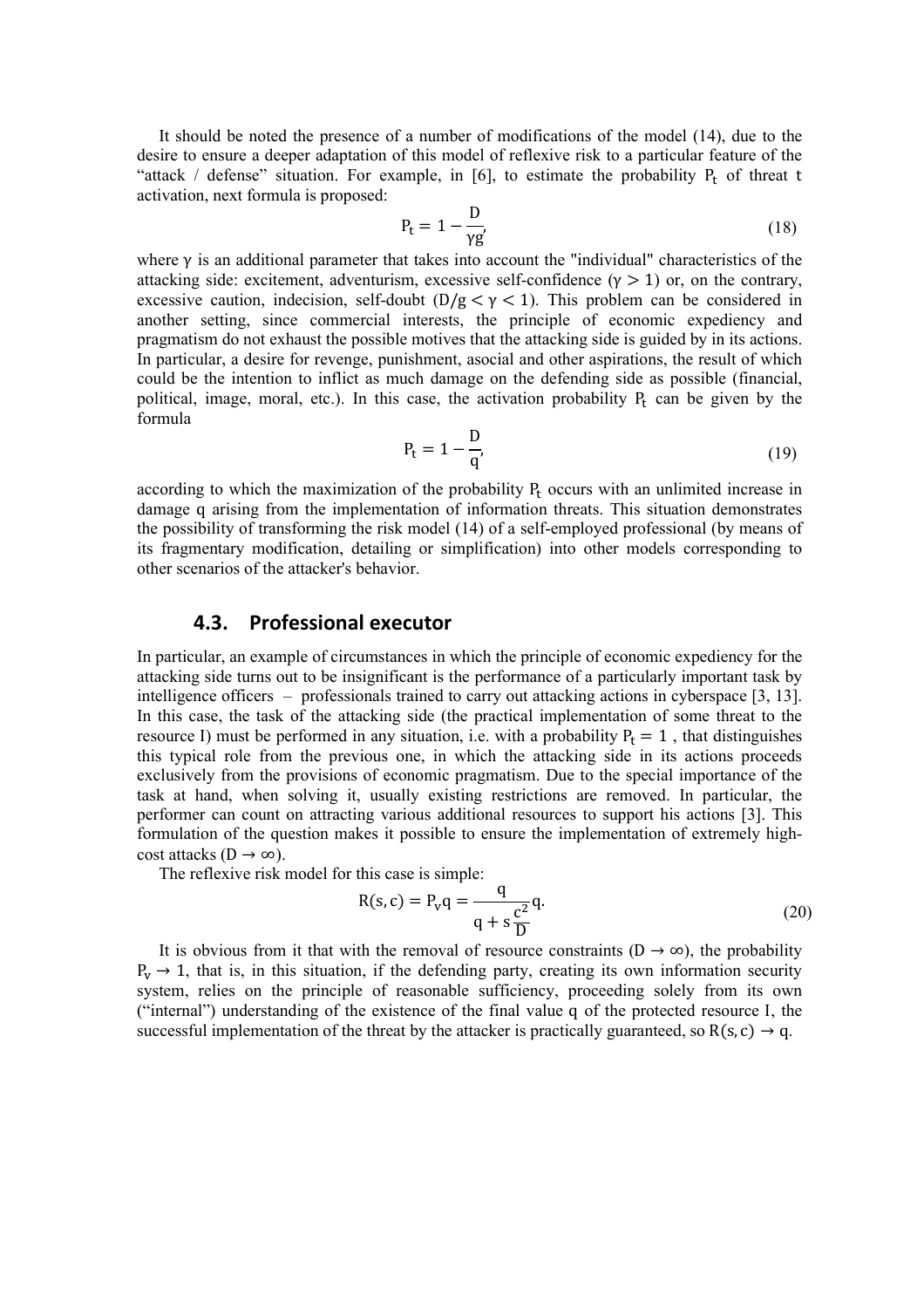It should be noted the presence of a number of modifications of the model (14), due to the desire to ensure a deeper adaptation of this model of reflexive risk to a particular feature of the "attack / defense" situation. For example, in [6], to estimate the probability $P_t$ of threat $t$ activation, next formula is proposed:

$$P_t = 1 - \frac{D}{\gamma g}, \tag{18}$$

where $\gamma$ is an additional parameter that takes into account the "individual" characteristics of the attacking side: excitement, adventurism, excessive self-confidence ($\gamma > 1$) or, on the contrary, excessive caution, indecision, self-doubt ($D/g < \gamma < 1$). This problem can be considered in another setting, since commercial interests, the principle of economic expediency and pragmatism do not exhaust the possible motives that the attacking side is guided by in its actions. In particular, a desire for revenge, punishment, asocial and other aspirations, the result of which could be the intention to inflict as much damage on the defending side as possible (financial, political, image, moral, etc.). In this case, the activation probability $P_t$ can be given by the formula

$$P_t = 1 - \frac{D}{q}, \tag{19}$$

according to which the maximization of the probability $P_t$ occurs with an unlimited increase in damage $q$ arising from the implementation of information threats. This situation demonstrates the possibility of transforming the risk model (14) of a self-employed professional (by means of its fragmentary modification, detailing or simplification) into other models corresponding to other scenarios of the attacker's behavior.

## 4.3. Professional executor

In particular, an example of circumstances in which the principle of economic expediency for the attacking side turns out to be insignificant is the performance of a particularly important task by intelligence officers – professionals trained to carry out attacking actions in cyberspace [3, 13]. In this case, the task of the attacking side (the practical implementation of some threat to the resource I) must be performed in any situation, i.e. with a probability $P_t = 1$, that distinguishes this typical role from the previous one, in which the attacking side in its actions proceeds exclusively from the provisions of economic pragmatism. Due to the special importance of the task at hand, when solving it, usually existing restrictions are removed. In particular, the performer can count on attracting various additional resources to support his actions [3]. This formulation of the question makes it possible to ensure the implementation of extremely high-cost attacks ($D \to \infty$).

The reflexive risk model for this case is simple:

$$R(s, c) = P_v q = \frac{q}{q + s\frac{c^2}{D}} q. \tag{20}$$

It is obvious from it that with the removal of resource constraints ($D \to \infty$), the probability $P_v \to 1$, that is, in this situation, if the defending party, creating its own information security system, relies on the principle of reasonable sufficiency, proceeding solely from its own ("internal") understanding of the existence of the final value $q$ of the protected resource I, the successful implementation of the threat by the attacker is practically guaranteed, so $R(s, c) \to q$.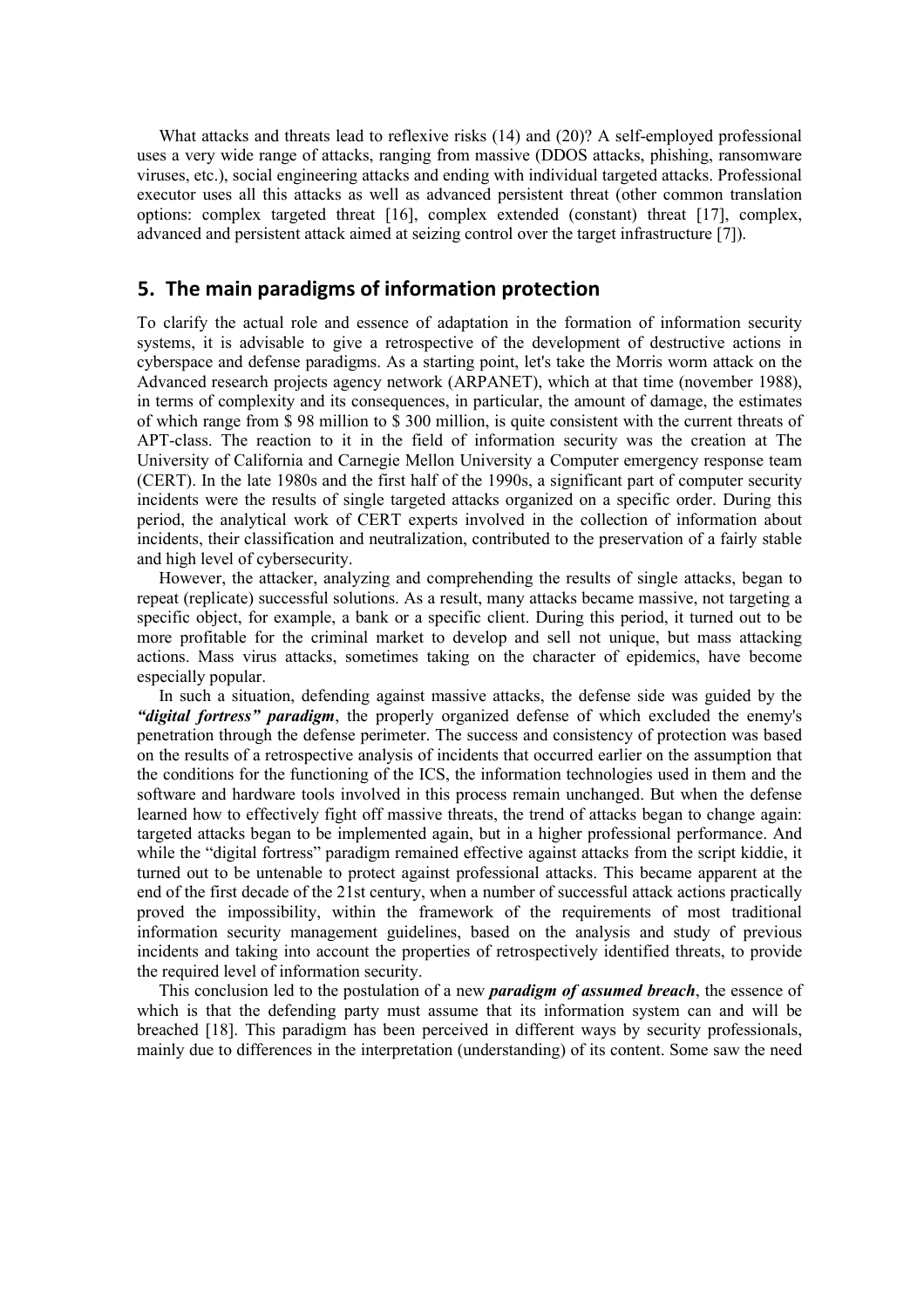What attacks and threats lead to reflexive risks (14) and (20)? A self-employed professional uses a very wide range of attacks, ranging from massive (DDOS attacks, phishing, ransomware viruses, etc.), social engineering attacks and ending with individual targeted attacks. Professional executor uses all this attacks as well as advanced persistent threat (other common translation options: complex targeted threat [16], complex extended (constant) threat [17], complex, advanced and persistent attack aimed at seizing control over the target infrastructure [7]).

## 5. The main paradigms of information protection

To clarify the actual role and essence of adaptation in the formation of information security systems, it is advisable to give a retrospective of the development of destructive actions in cyberspace and defense paradigms. As a starting point, let's take the Morris worm attack on the Advanced research projects agency network (ARPANET), which at that time (november 1988), in terms of complexity and its consequences, in particular, the amount of damage, the estimates of which range from $ 98 million to $ 300 million, is quite consistent with the current threats of APT-class. The reaction to it in the field of information security was the creation at The University of California and Carnegie Mellon University a Computer emergency response team (CERT). In the late 1980s and the first half of the 1990s, a significant part of computer security incidents were the results of single targeted attacks organized on a specific order. During this period, the analytical work of CERT experts involved in the collection of information about incidents, their classification and neutralization, contributed to the preservation of a fairly stable and high level of cybersecurity.

However, the attacker, analyzing and comprehending the results of single attacks, began to repeat (replicate) successful solutions. As a result, many attacks became massive, not targeting a specific object, for example, a bank or a specific client. During this period, it turned out to be more profitable for the criminal market to develop and sell not unique, but mass attacking actions. Mass virus attacks, sometimes taking on the character of epidemics, have become especially popular.

In such a situation, defending against massive attacks, the defense side was guided by the ***"digital fortress" paradigm***, the properly organized defense of which excluded the enemy's penetration through the defense perimeter. The success and consistency of protection was based on the results of a retrospective analysis of incidents that occurred earlier on the assumption that the conditions for the functioning of the ICS, the information technologies used in them and the software and hardware tools involved in this process remain unchanged. But when the defense learned how to effectively fight off massive threats, the trend of attacks began to change again: targeted attacks began to be implemented again, but in a higher professional performance. And while the "digital fortress" paradigm remained effective against attacks from the script kiddie, it turned out to be untenable to protect against professional attacks. This became apparent at the end of the first decade of the 21st century, when a number of successful attack actions practically proved the impossibility, within the framework of the requirements of most traditional information security management guidelines, based on the analysis and study of previous incidents and taking into account the properties of retrospectively identified threats, to provide the required level of information security.

This conclusion led to the postulation of a new ***paradigm of assumed breach***, the essence of which is that the defending party must assume that its information system can and will be breached [18]. This paradigm has been perceived in different ways by security professionals, mainly due to differences in the interpretation (understanding) of its content. Some saw the need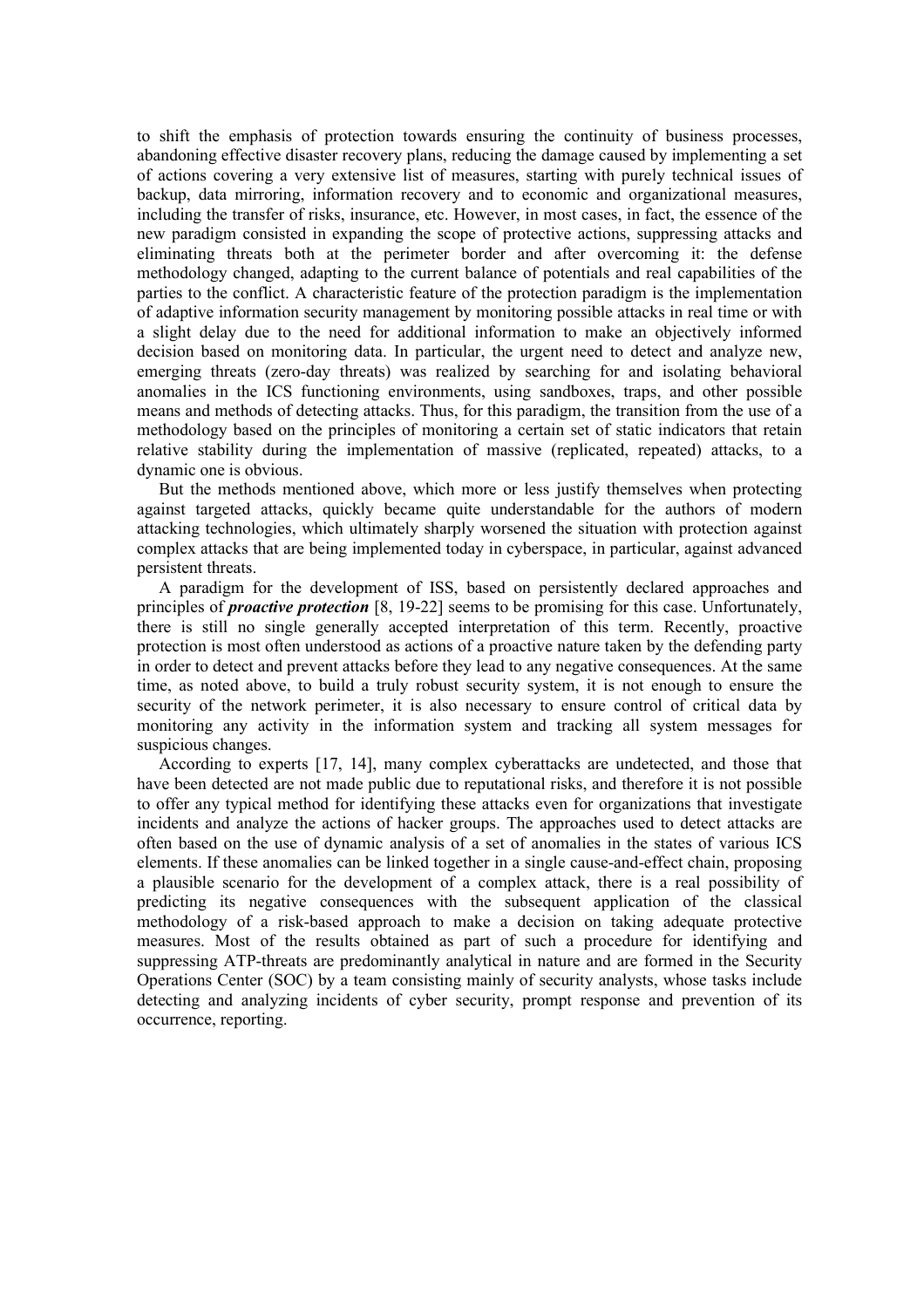to shift the emphasis of protection towards ensuring the continuity of business processes, abandoning effective disaster recovery plans, reducing the damage caused by implementing a set of actions covering a very extensive list of measures, starting with purely technical issues of backup, data mirroring, information recovery and to economic and organizational measures, including the transfer of risks, insurance, etc. However, in most cases, in fact, the essence of the new paradigm consisted in expanding the scope of protective actions, suppressing attacks and eliminating threats both at the perimeter border and after overcoming it: the defense methodology changed, adapting to the current balance of potentials and real capabilities of the parties to the conflict. A characteristic feature of the protection paradigm is the implementation of adaptive information security management by monitoring possible attacks in real time or with a slight delay due to the need for additional information to make an objectively informed decision based on monitoring data. In particular, the urgent need to detect and analyze new, emerging threats (zero-day threats) was realized by searching for and isolating behavioral anomalies in the ICS functioning environments, using sandboxes, traps, and other possible means and methods of detecting attacks. Thus, for this paradigm, the transition from the use of a methodology based on the principles of monitoring a certain set of static indicators that retain relative stability during the implementation of massive (replicated, repeated) attacks, to a dynamic one is obvious.

But the methods mentioned above, which more or less justify themselves when protecting against targeted attacks, quickly became quite understandable for the authors of modern attacking technologies, which ultimately sharply worsened the situation with protection against complex attacks that are being implemented today in cyberspace, in particular, against advanced persistent threats.

A paradigm for the development of ISS, based on persistently declared approaches and principles of ***proactive protection*** [8, 19-22] seems to be promising for this case. Unfortunately, there is still no single generally accepted interpretation of this term. Recently, proactive protection is most often understood as actions of a proactive nature taken by the defending party in order to detect and prevent attacks before they lead to any negative consequences. At the same time, as noted above, to build a truly robust security system, it is not enough to ensure the security of the network perimeter, it is also necessary to ensure control of critical data by monitoring any activity in the information system and tracking all system messages for suspicious changes.

According to experts [17, 14], many complex cyberattacks are undetected, and those that have been detected are not made public due to reputational risks, and therefore it is not possible to offer any typical method for identifying these attacks even for organizations that investigate incidents and analyze the actions of hacker groups. The approaches used to detect attacks are often based on the use of dynamic analysis of a set of anomalies in the states of various ICS elements. If these anomalies can be linked together in a single cause-and-effect chain, proposing a plausible scenario for the development of a complex attack, there is a real possibility of predicting its negative consequences with the subsequent application of the classical methodology of a risk-based approach to make a decision on taking adequate protective measures. Most of the results obtained as part of such a procedure for identifying and suppressing ATP-threats are predominantly analytical in nature and are formed in the Security Operations Center (SOC) by a team consisting mainly of security analysts, whose tasks include detecting and analyzing incidents of cyber security, prompt response and prevention of its occurrence, reporting.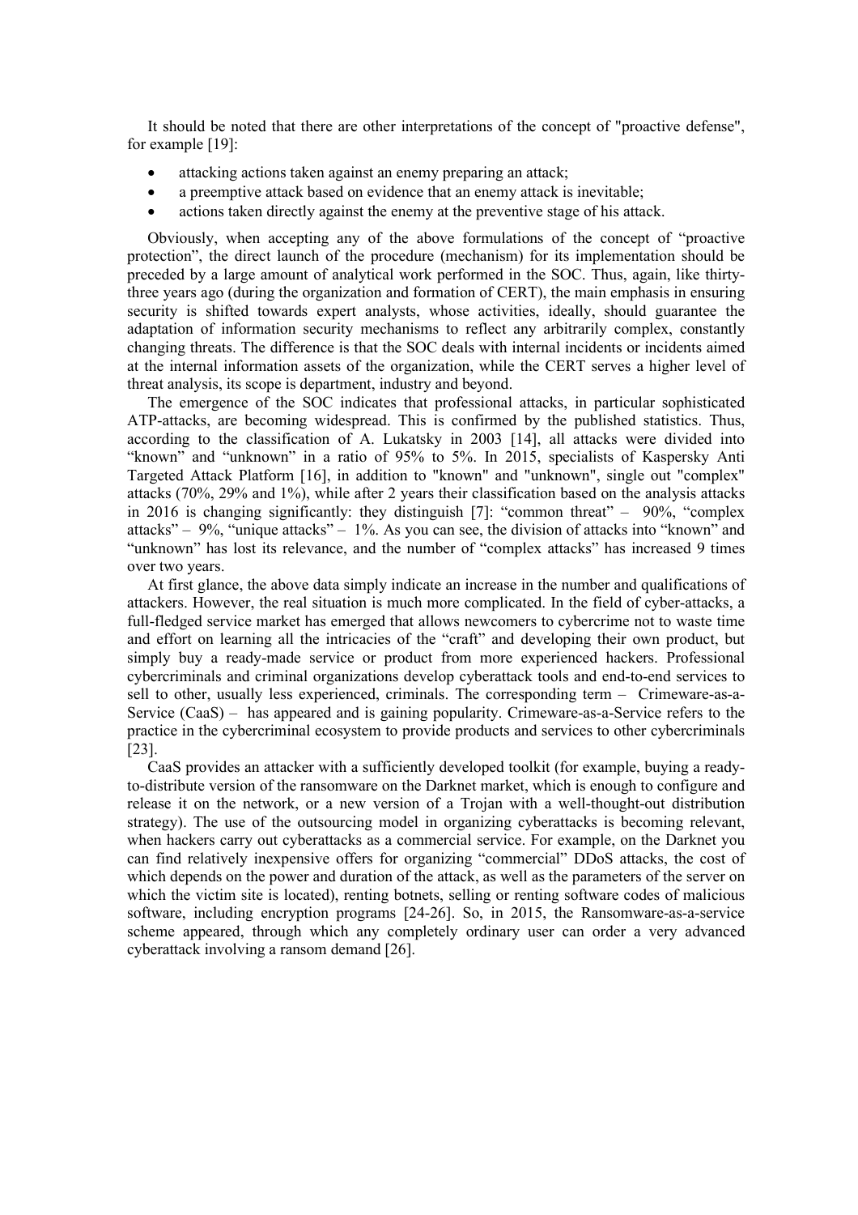It should be noted that there are other interpretations of the concept of "proactive defense", for example [19]:

- attacking actions taken against an enemy preparing an attack;
- a preemptive attack based on evidence that an enemy attack is inevitable;
- actions taken directly against the enemy at the preventive stage of his attack.

Obviously, when accepting any of the above formulations of the concept of "proactive protection", the direct launch of the procedure (mechanism) for its implementation should be preceded by a large amount of analytical work performed in the SOC. Thus, again, like thirty-three years ago (during the organization and formation of CERT), the main emphasis in ensuring security is shifted towards expert analysts, whose activities, ideally, should guarantee the adaptation of information security mechanisms to reflect any arbitrarily complex, constantly changing threats. The difference is that the SOC deals with internal incidents or incidents aimed at the internal information assets of the organization, while the CERT serves a higher level of threat analysis, its scope is department, industry and beyond.

The emergence of the SOC indicates that professional attacks, in particular sophisticated ATP-attacks, are becoming widespread. This is confirmed by the published statistics. Thus, according to the classification of A. Lukatsky in 2003 [14], all attacks were divided into "known" and "unknown" in a ratio of 95% to 5%. In 2015, specialists of Kaspersky Anti Targeted Attack Platform [16], in addition to "known" and "unknown", single out "complex" attacks (70%, 29% and 1%), while after 2 years their classification based on the analysis attacks in 2016 is changing significantly: they distinguish [7]: "common threat" – 90%, "complex attacks" – 9%, "unique attacks" – 1%. As you can see, the division of attacks into "known" and "unknown" has lost its relevance, and the number of "complex attacks" has increased 9 times over two years.

At first glance, the above data simply indicate an increase in the number and qualifications of attackers. However, the real situation is much more complicated. In the field of cyber-attacks, a full-fledged service market has emerged that allows newcomers to cybercrime not to waste time and effort on learning all the intricacies of the "craft" and developing their own product, but simply buy a ready-made service or product from more experienced hackers. Professional cybercriminals and criminal organizations develop cyberattack tools and end-to-end services to sell to other, usually less experienced, criminals. The corresponding term – Crimeware-as-a-Service (CaaS) – has appeared and is gaining popularity. Crimeware-as-a-Service refers to the practice in the cybercriminal ecosystem to provide products and services to other cybercriminals [23].

CaaS provides an attacker with a sufficiently developed toolkit (for example, buying a ready-to-distribute version of the ransomware on the Darknet market, which is enough to configure and release it on the network, or a new version of a Trojan with a well-thought-out distribution strategy). The use of the outsourcing model in organizing cyberattacks is becoming relevant, when hackers carry out cyberattacks as a commercial service. For example, on the Darknet you can find relatively inexpensive offers for organizing "commercial" DDoS attacks, the cost of which depends on the power and duration of the attack, as well as the parameters of the server on which the victim site is located), renting botnets, selling or renting software codes of malicious software, including encryption programs [24-26]. So, in 2015, the Ransomware-as-a-service scheme appeared, through which any completely ordinary user can order a very advanced cyberattack involving a ransom demand [26].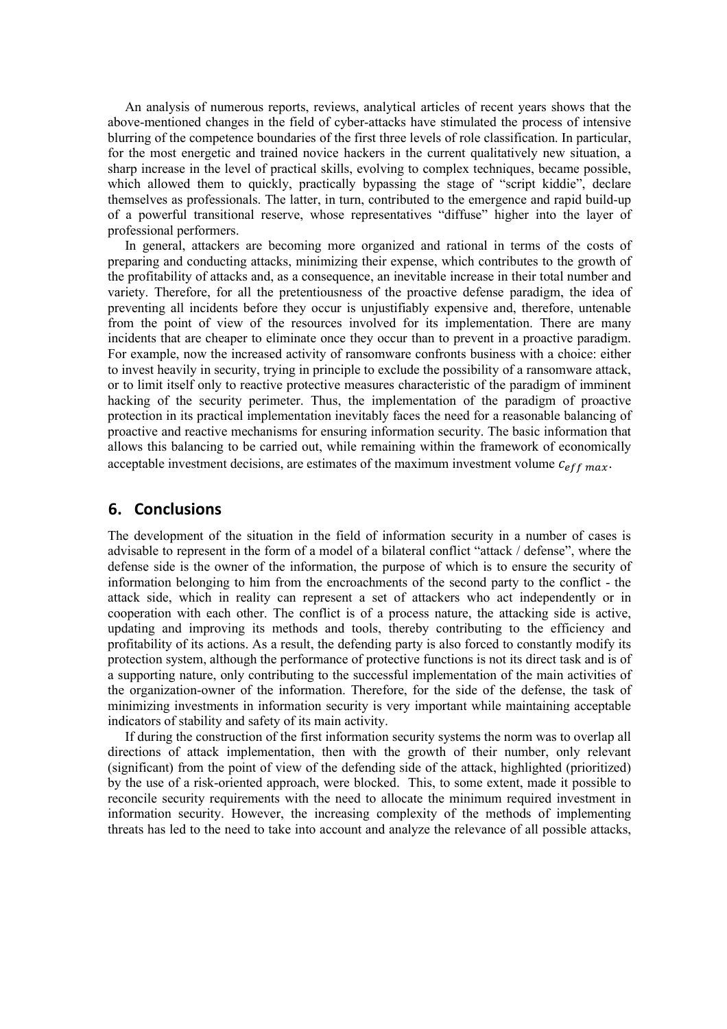An analysis of numerous reports, reviews, analytical articles of recent years shows that the above-mentioned changes in the field of cyber-attacks have stimulated the process of intensive blurring of the competence boundaries of the first three levels of role classification. In particular, for the most energetic and trained novice hackers in the current qualitatively new situation, a sharp increase in the level of practical skills, evolving to complex techniques, became possible, which allowed them to quickly, practically bypassing the stage of "script kiddie", declare themselves as professionals. The latter, in turn, contributed to the emergence and rapid build-up of a powerful transitional reserve, whose representatives "diffuse" higher into the layer of professional performers.

In general, attackers are becoming more organized and rational in terms of the costs of preparing and conducting attacks, minimizing their expense, which contributes to the growth of the profitability of attacks and, as a consequence, an inevitable increase in their total number and variety. Therefore, for all the pretentiousness of the proactive defense paradigm, the idea of preventing all incidents before they occur is unjustifiably expensive and, therefore, untenable from the point of view of the resources involved for its implementation. There are many incidents that are cheaper to eliminate once they occur than to prevent in a proactive paradigm. For example, now the increased activity of ransomware confronts business with a choice: either to invest heavily in security, trying in principle to exclude the possibility of a ransomware attack, or to limit itself only to reactive protective measures characteristic of the paradigm of imminent hacking of the security perimeter. Thus, the implementation of the paradigm of proactive protection in its practical implementation inevitably faces the need for a reasonable balancing of proactive and reactive mechanisms for ensuring information security. The basic information that allows this balancing to be carried out, while remaining within the framework of economically acceptable investment decisions, are estimates of the maximum investment volume $c_{eff\ max}$.

## 6. Conclusions

The development of the situation in the field of information security in a number of cases is advisable to represent in the form of a model of a bilateral conflict "attack / defense", where the defense side is the owner of the information, the purpose of which is to ensure the security of information belonging to him from the encroachments of the second party to the conflict - the attack side, which in reality can represent a set of attackers who act independently or in cooperation with each other. The conflict is of a process nature, the attacking side is active, updating and improving its methods and tools, thereby contributing to the efficiency and profitability of its actions. As a result, the defending party is also forced to constantly modify its protection system, although the performance of protective functions is not its direct task and is of a supporting nature, only contributing to the successful implementation of the main activities of the organization-owner of the information. Therefore, for the side of the defense, the task of minimizing investments in information security is very important while maintaining acceptable indicators of stability and safety of its main activity.

If during the construction of the first information security systems the norm was to overlap all directions of attack implementation, then with the growth of their number, only relevant (significant) from the point of view of the defending side of the attack, highlighted (prioritized) by the use of a risk-oriented approach, were blocked. This, to some extent, made it possible to reconcile security requirements with the need to allocate the minimum required investment in information security. However, the increasing complexity of the methods of implementing threats has led to the need to take into account and analyze the relevance of all possible attacks,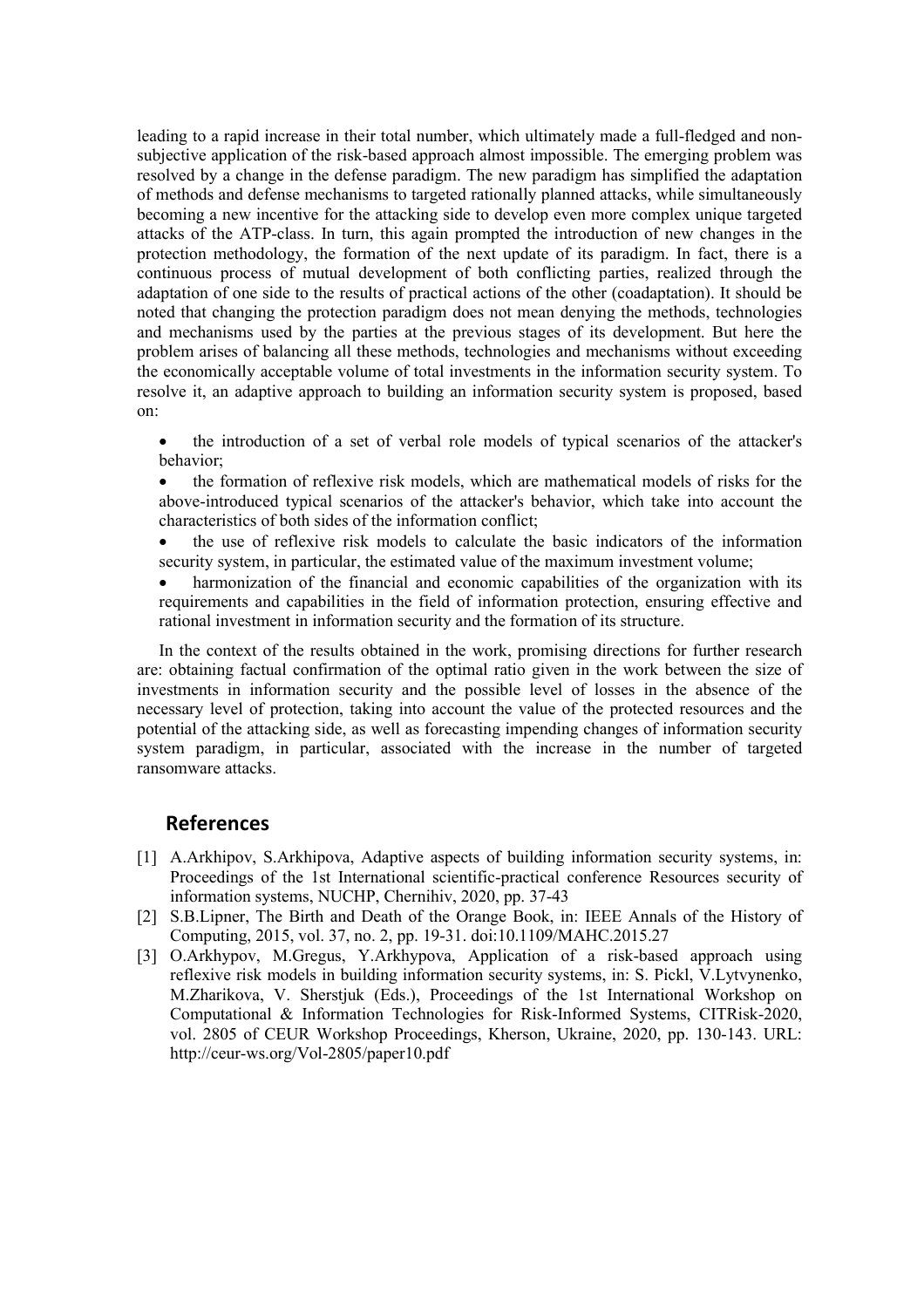leading to a rapid increase in their total number, which ultimately made a full-fledged and non-subjective application of the risk-based approach almost impossible. The emerging problem was resolved by a change in the defense paradigm. The new paradigm has simplified the adaptation of methods and defense mechanisms to targeted rationally planned attacks, while simultaneously becoming a new incentive for the attacking side to develop even more complex unique targeted attacks of the ATP-class. In turn, this again prompted the introduction of new changes in the protection methodology, the formation of the next update of its paradigm. In fact, there is a continuous process of mutual development of both conflicting parties, realized through the adaptation of one side to the results of practical actions of the other (coadaptation). It should be noted that changing the protection paradigm does not mean denying the methods, technologies and mechanisms used by the parties at the previous stages of its development. But here the problem arises of balancing all these methods, technologies and mechanisms without exceeding the economically acceptable volume of total investments in the information security system. To resolve it, an adaptive approach to building an information security system is proposed, based on:

- the introduction of a set of verbal role models of typical scenarios of the attacker's behavior;
- the formation of reflexive risk models, which are mathematical models of risks for the above-introduced typical scenarios of the attacker's behavior, which take into account the characteristics of both sides of the information conflict;
- the use of reflexive risk models to calculate the basic indicators of the information security system, in particular, the estimated value of the maximum investment volume;
- harmonization of the financial and economic capabilities of the organization with its requirements and capabilities in the field of information protection, ensuring effective and rational investment in information security and the formation of its structure.

In the context of the results obtained in the work, promising directions for further research are: obtaining factual confirmation of the optimal ratio given in the work between the size of investments in information security and the possible level of losses in the absence of the necessary level of protection, taking into account the value of the protected resources and the potential of the attacking side, as well as forecasting impending changes of information security system paradigm, in particular, associated with the increase in the number of targeted ransomware attacks.

## References

[1] A.Arkhipov, S.Arkhipova, Adaptive aspects of building information security systems, in: Proceedings of the 1st International scientific-practical conference Resources security of information systems, NUCHP, Chernihiv, 2020, pp. 37-43

[2] S.B.Lipner, The Birth and Death of the Orange Book, in: IEEE Annals of the History of Computing, 2015, vol. 37, no. 2, pp. 19-31. doi:10.1109/MAHC.2015.27

[3] O.Arkhypov, M.Gregus, Y.Arkhypova, Application of a risk-based approach using reflexive risk models in building information security systems, in: S. Pickl, V.Lytvynenko, M.Zharikova, V. Sherstjuk (Eds.), Proceedings of the 1st International Workshop on Computational & Information Technologies for Risk-Informed Systems, CITRisk-2020, vol. 2805 of CEUR Workshop Proceedings, Kherson, Ukraine, 2020, pp. 130-143. URL: http://ceur-ws.org/Vol-2805/paper10.pdf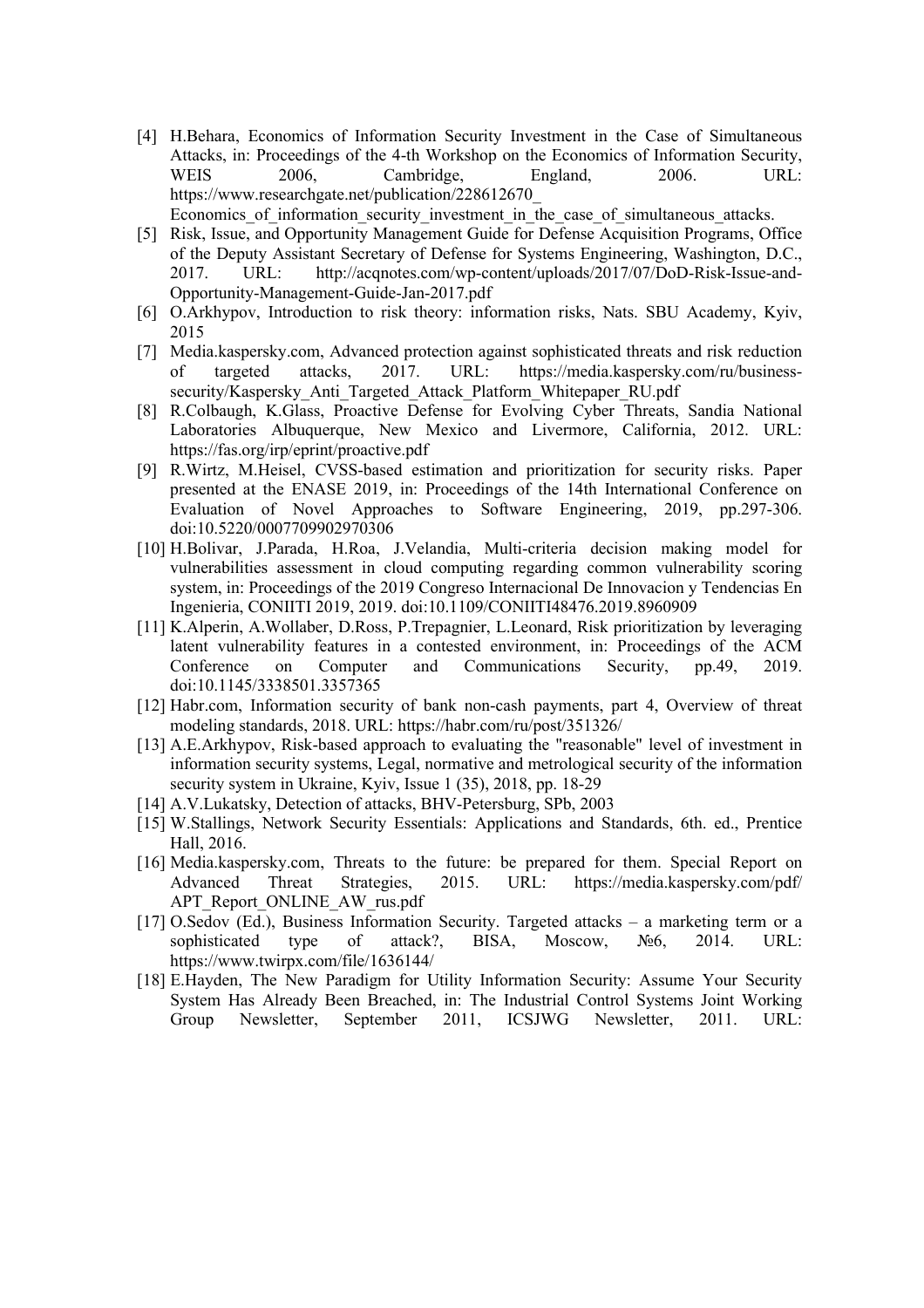[4] H.Behara, Economics of Information Security Investment in the Case of Simultaneous Attacks, in: Proceedings of the 4-th Workshop on the Economics of Information Security, WEIS 2006, Cambridge, England, 2006. URL: https://www.researchgate.net/publication/228612670_Economics_of_information_security_investment_in_the_case_of_simultaneous_attacks.

[5] Risk, Issue, and Opportunity Management Guide for Defense Acquisition Programs, Office of the Deputy Assistant Secretary of Defense for Systems Engineering, Washington, D.C., 2017. URL: http://acqnotes.com/wp-content/uploads/2017/07/DoD-Risk-Issue-and-Opportunity-Management-Guide-Jan-2017.pdf

[6] O.Arkhypov, Introduction to risk theory: information risks, Nats. SBU Academy, Kyiv, 2015

[7] Media.kaspersky.com, Advanced protection against sophisticated threats and risk reduction of targeted attacks, 2017. URL: https://media.kaspersky.com/ru/business-security/Kaspersky_Anti_Targeted_Attack_Platform_Whitepaper_RU.pdf

[8] R.Colbaugh, K.Glass, Proactive Defense for Evolving Cyber Threats, Sandia National Laboratories Albuquerque, New Mexico and Livermore, California, 2012. URL: https://fas.org/irp/eprint/proactive.pdf

[9] R.Wirtz, M.Heisel, CVSS-based estimation and prioritization for security risks. Paper presented at the ENASE 2019, in: Proceedings of the 14th International Conference on Evaluation of Novel Approaches to Software Engineering, 2019, pp.297-306. doi:10.5220/0007709902970306

[10] H.Bolivar, J.Parada, H.Roa, J.Velandia, Multi-criteria decision making model for vulnerabilities assessment in cloud computing regarding common vulnerability scoring system, in: Proceedings of the 2019 Congreso Internacional De Innovacion y Tendencias En Ingenieria, CONIITI 2019, 2019. doi:10.1109/CONIITI48476.2019.8960909

[11] K.Alperin, A.Wollaber, D.Ross, P.Trepagnier, L.Leonard, Risk prioritization by leveraging latent vulnerability features in a contested environment, in: Proceedings of the ACM Conference on Computer and Communications Security, pp.49, 2019. doi:10.1145/3338501.3357365

[12] Habr.com, Information security of bank non-cash payments, part 4, Overview of threat modeling standards, 2018. URL: https://habr.com/ru/post/351326/

[13] A.E.Arkhypov, Risk-based approach to evaluating the "reasonable" level of investment in information security systems, Legal, normative and metrological security of the information security system in Ukraine, Kyiv, Issue 1 (35), 2018, pp. 18-29

[14] A.V.Lukatsky, Detection of attacks, BHV-Petersburg, SPb, 2003

[15] W.Stallings, Network Security Essentials: Applications and Standards, 6th. ed., Prentice Hall, 2016.

[16] Media.kaspersky.com, Threats to the future: be prepared for them. Special Report on Advanced Threat Strategies, 2015. URL: https://media.kaspersky.com/pdf/APT_Report_ONLINE_AW_rus.pdf

[17] O.Sedov (Ed.), Business Information Security. Targeted attacks – a marketing term or a sophisticated type of attack?, BISA, Moscow, №6, 2014. URL: https://www.twirpx.com/file/1636144/

[18] E.Hayden, The New Paradigm for Utility Information Security: Assume Your Security System Has Already Been Breached, in: The Industrial Control Systems Joint Working Group Newsletter, September 2011, ICSJWG Newsletter, 2011. URL: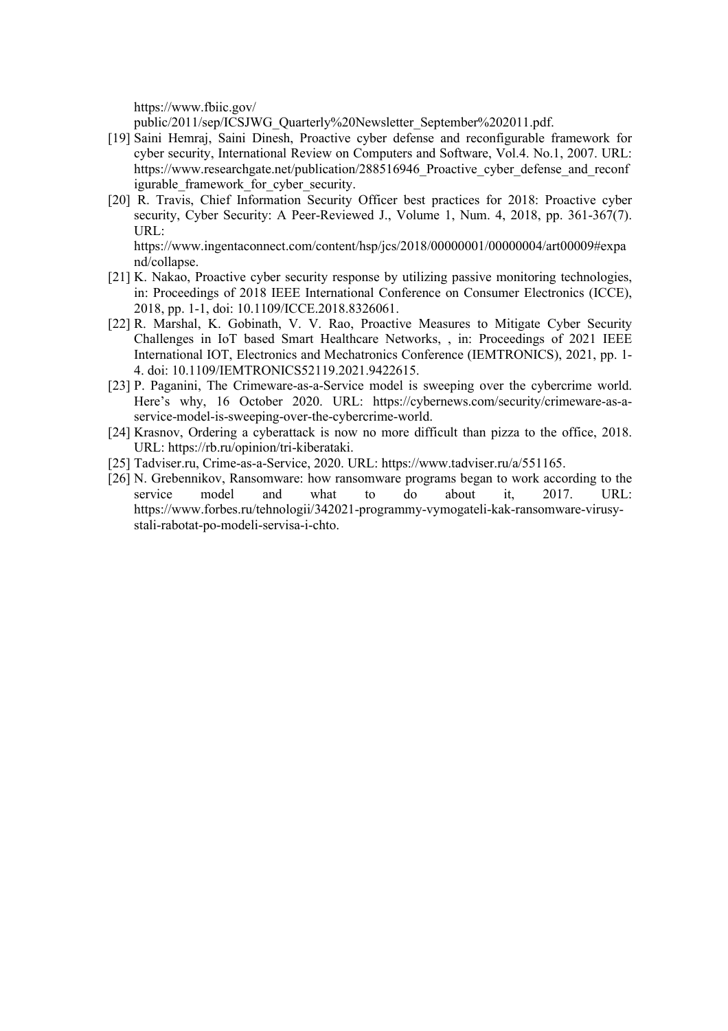https://www.fbiic.gov/
public/2011/sep/ICSJWG_Quarterly%20Newsletter_September%202011.pdf.

[19] Saini Hemraj, Saini Dinesh, Proactive cyber defense and reconfigurable framework for cyber security, International Review on Computers and Software, Vol.4. No.1, 2007. URL: https://www.researchgate.net/publication/288516946_Proactive_cyber_defense_and_reconfigurable_framework_for_cyber_security.

[20] R. Travis, Chief Information Security Officer best practices for 2018: Proactive cyber security, Cyber Security: A Peer-Reviewed J., Volume 1, Num. 4, 2018, pp. 361-367(7). URL: https://www.ingentaconnect.com/content/hsp/jcs/2018/00000001/00000004/art00009#expand/collapse.

[21] K. Nakao, Proactive cyber security response by utilizing passive monitoring technologies, in: Proceedings of 2018 IEEE International Conference on Consumer Electronics (ICCE), 2018, pp. 1-1, doi: 10.1109/ICCE.2018.8326061.

[22] R. Marshal, K. Gobinath, V. V. Rao, Proactive Measures to Mitigate Cyber Security Challenges in IoT based Smart Healthcare Networks, , in: Proceedings of 2021 IEEE International IOT, Electronics and Mechatronics Conference (IEMTRONICS), 2021, pp. 1-4. doi: 10.1109/IEMTRONICS52119.2021.9422615.

[23] P. Paganini, The Crimeware-as-a-Service model is sweeping over the cybercrime world. Here's why, 16 October 2020. URL: https://cybernews.com/security/crimeware-as-a-service-model-is-sweeping-over-the-cybercrime-world.

[24] Krasnov, Ordering a cyberattack is now no more difficult than pizza to the office, 2018. URL: https://rb.ru/opinion/tri-kiberataki.

[25] Tadviser.ru, Crime-as-a-Service, 2020. URL: https://www.tadviser.ru/a/551165.

[26] N. Grebennikov, Ransomware: how ransomware programs began to work according to the service model and what to do about it, 2017. URL: https://www.forbes.ru/tehnologii/342021-programmy-vymogateli-kak-ransomware-virusy-stali-rabotat-po-modeli-servisa-i-chto.